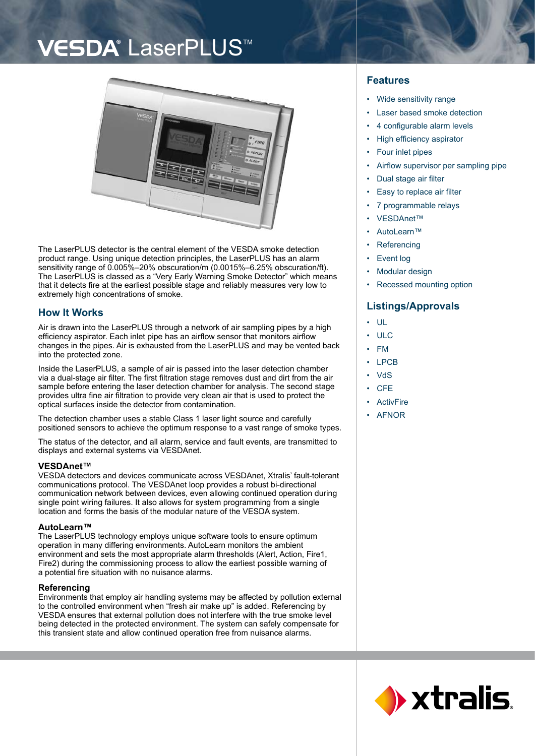# VESDA® LaserPLUS™

The LaserPLUS detector is the central element of the VESDA smoke detection product range. Using unique detection principles, the LaserPLUS has an alarm sensitivity range of 0.005%–20% obscuration/m (0.0015%–6.25% obscuration/ft). The LaserPLUS is classed as a "Very Early Warning Smoke Detector" which means that it detects fire at the earliest possible stage and reliably measures very low to extremely high concentrations of smoke.

## How It Works

Air is drawn into the LaserPLUS through a network of air sampling pipes by a high efficiency aspirator. Each inlet pipe has an airflow sensor that monitors airflow changes in the pipes. Air is exhausted from the LaserPLUS and may be vented back into the protected zone.

Inside the LaserPLUS, a sample of air is passed into the laser detection chamber via a dual-stage air filter. The first filtration stage removes dust and dirt from the air sample before entering the laser detection chamber for analysis. The second stage provides ultra fine air filtration to provide very clean air that is used to protect the optical surfaces inside the detector from contamination.

The detection chamber uses a stable Class 1 laser light source and carefully positioned sensors to achieve the optimum response to a vast range of smoke types.

The status of the detector, and all alarm, service and fault events, are transmitted to displays and external systems via VESDAnet.

### VESDAnet™

VESDA detectors and devices communicate across VESDAnet, Xtralis' fault-tolerant communications protocol. The VESDAnet loop provides a robust bi-directional communication network between devices, even allowing continued operation during single point wiring failures. It also allows for system programming from a single location and forms the basis of the modular nature of the VESDA system.

### AutoLearn™

The LaserPLUS technology employs unique software tools to ensure optimum operation in many differing environments. AutoLearn monitors the ambient environment and sets the most appropriate alarm thresholds (Alert, Action, Fire1, Fire2) during the commissioning process to allow the earliest possible warning of a potential fire situation with no nuisance alarms.

### Referencing

Environments that employ air handling systems may be affected by pollution external to the controlled environment when "fresh air make up" is added. Referencing by VESDA ensures that external pollution does not interfere with the true smoke level being detected in the protected environment. The system can safely compensate for this transient state and allow continued operation free from nuisance alarms.

## Features

- Wide sensitivity range
- Laser based smoke detection
- 4 configurable alarm levels
- High efficiency aspirator
- Four inlet pipes
- Airflow supervisor per sampling pipe
- Dual stage air filter
- Easy to replace air filter
- 7 programmable relays
- VESDAnet™
- AutoLearn™
- Referencing
- Event log
- Modular design
- Recessed mounting option

## Listings/Approvals

- UL
- ULC
- FM
- LPCB
- VdS
- CFE
- ActivFire
- AFNOR

xtralis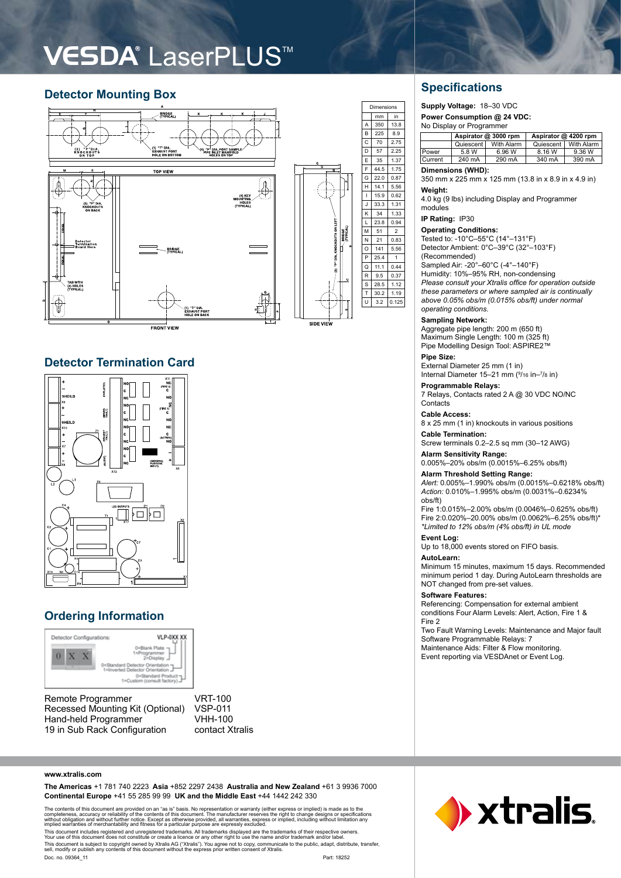# VESDA® LaserPLUS™

## Detector Mounting Box

| Dimensions | mm | in |
|---|---|---|
| A | 350 | 13.8 |
| B | 225 | 8.9 |
| C | 70 | 2.75 |
| D | 57 | 2.25 |
| E | 35 | 1.37 |
| F | 44.5 | 1.75 |
| G | 22.0 | 0.87 |
| H | 14.1 | 5.56 |
| I | 15.9 | 0.62 |
| J | 33.3 | 1.31 |
| K | 34 | 1.33 |
| L | 23.8 | 0.94 |
| M | 51 | 2 |
| N | 21 | 0.83 |
| O | 141 | 5.56 |
| P | 25.4 | 1 |
| Q | 11.1 | 0.44 |
| R | 9.5 | 0.37 |
| S | 28.5 | 1.12 |
| T | 30.2 | 1.19 |
| U | 3.2 | 0.125 |

## Detector Termination Card

## Ordering Information

Detector Configurations: VLP-0XX XX

0=Blank Plate, 1=Programmer, 2=Display

0=Standard Detector Orientation, 1=Inverted Detector Orientation

0=Standard Product, 1=Custom (consult factory)

| | |
|---|---|
| Remote Programmer | VRT-100 |
| Recessed Mounting Kit (Optional) | VSP-011 |
| Hand-held Programmer | VHH-100 |
| 19 in Sub Rack Configuration | contact Xtralis |

## Specifications

**Supply Voltage:** 18–30 VDC

**Power Consumption @ 24 VDC:**
No Display or Programmer

| | Aspirator @ 3000 rpm | | Aspirator @ 4200 rpm | |
|---|---|---|---|---|
| | Quiescent | With Alarm | Quiescent | With Alarm |
| Power | 5.8 W | 6.96 W | 8.16 W | 9.36 W |
| Current | 240 mA | 290 mA | 340 mA | 390 mA |

**Dimensions (WHD):**
350 mm x 225 mm x 125 mm (13.8 in x 8.9 in x 4.9 in)

**Weight:**
4.0 kg (9 lbs) including Display and Programmer modules

**IP Rating:** IP30

**Operating Conditions:**
Tested to: -10°C–55°C (14°–131°F)
Detector Ambient: 0°C–39°C (32°–103°F) (Recommended)
Sampled Air: -20°–60°C (-4°–140°F)
Humidity: 10%–95% RH, non-condensing
*Please consult your Xtralis office for operation outside these parameters or where sampled air is continually above 0.05% obs/m (0.015% obs/ft) under normal operating conditions.*

**Sampling Network:**
Aggregate pipe length: 200 m (650 ft)
Maximum Single Length: 100 m (325 ft)
Pipe Modelling Design Tool: ASPIRE2™

**Pipe Size:**
External Diameter 25 mm (1 in)
Internal Diameter 15–21 mm (9/16 in–7/8 in)

**Programmable Relays:**
7 Relays, Contacts rated 2 A @ 30 VDC NO/NC Contacts

**Cable Access:**
8 x 25 mm (1 in) knockouts in various positions

**Cable Termination:**
Screw terminals 0.2–2.5 sq mm (30–12 AWG)

**Alarm Sensitivity Range:**
0.005%–20% obs/m (0.0015%–6.25% obs/ft)

**Alarm Threshold Setting Range:**
*Alert:* 0.005%–1.990% obs/m (0.0015%–0.6218% obs/ft)
*Action:* 0.010%–1.995% obs/m (0.0031%–0.6234% obs/ft)
Fire 1:0.015%–2.00% obs/m (0.0046%–0.625% obs/ft)
Fire 2:0.020%–20.00% obs/m (0.0062%–6.25% obs/ft)*
*\*Limited to 12% obs/m (4% obs/ft) in UL mode*

**Event Log:**
Up to 18,000 events stored on FIFO basis.

**AutoLearn:**
Minimum 15 minutes, maximum 15 days. Recommended minimum period 1 day. During AutoLearn thresholds are NOT changed from pre-set values.

**Software Features:**
Referencing: Compensation for external ambient conditions Four Alarm Levels: Alert, Action, Fire 1 & Fire 2
Two Fault Warning Levels: Maintenance and Major fault
Software Programmable Relays: 7
Maintenance Aids: Filter & Flow monitoring.
Event reporting via VESDAnet or Event Log.

**www.xtralis.com**

**The Americas** +1 781 740 2223 **Asia** +852 2297 2438 **Australia and New Zealand** +61 3 9936 7000
**Continental Europe** +41 55 285 99 99 **UK and the Middle East** +44 1442 242 330

The contents of this document are provided on an "as is" basis. No representation or warranty (either express or implied) is made as to the completeness, accuracy or reliability of the contents of this document. The manufacturer reserves the right to change designs or specifications without obligation and without further notice. Except as otherwise provided, all warranties, express or implied, including without limitation any implied warranties of merchantability and fitness for a particular purpose are expressly excluded.

This document includes registered and unregistered trademarks. All trademarks displayed are the trademarks of their respective owners. Your use of this document does not constitute or create a licence or any other right to use the name and/or trademark and/or label.

This document is subject to copyright owned by Xtralis AG ("Xtralis"). You agree not to copy, communicate to the public, adapt, distribute, transfer, sell, modify or publish any contents of this document without the express prior written consent of Xtralis.

Doc. no. 09364_11 Part: 18252